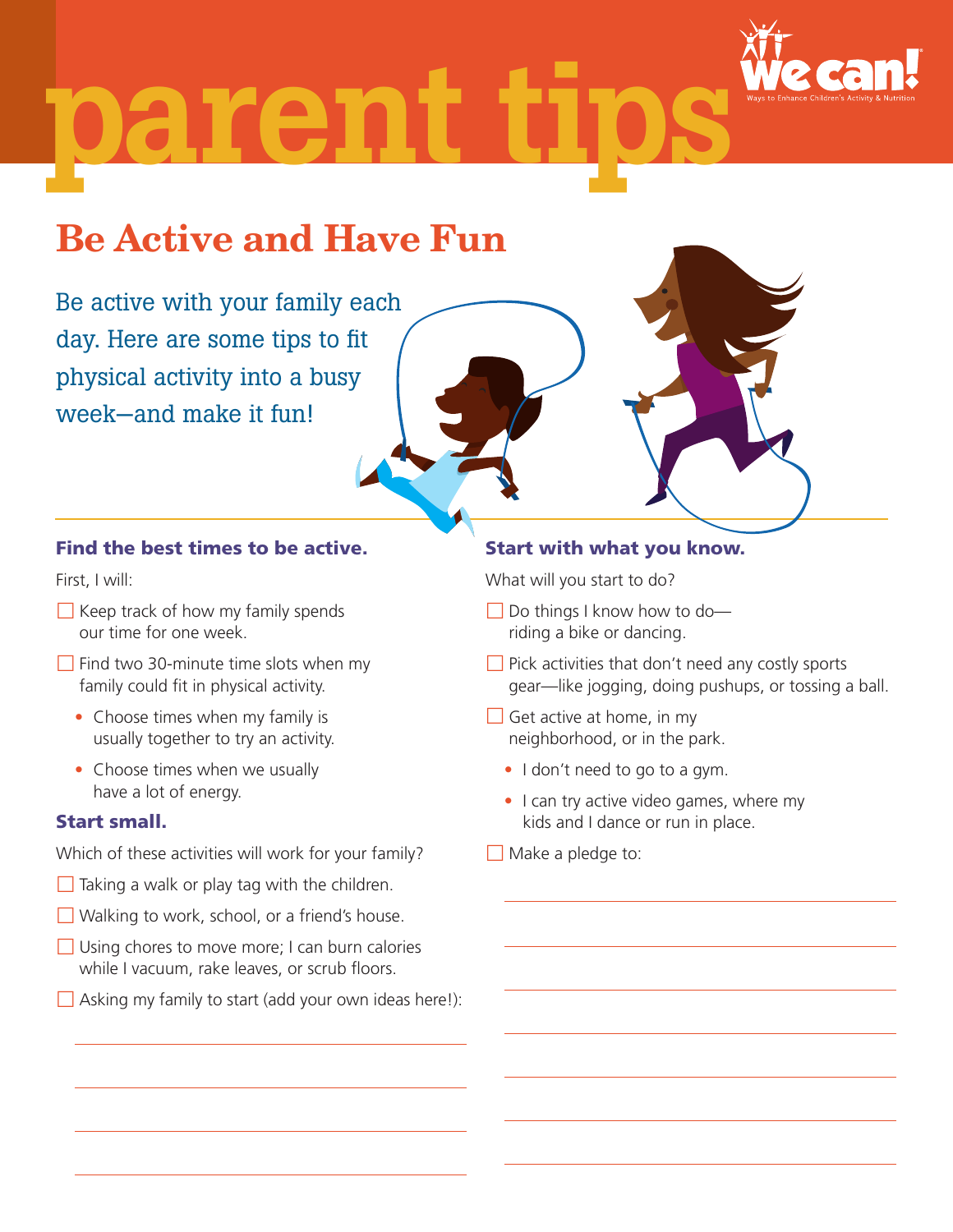# parent tips

We Can! Ways to Enhance Children's Activity & Nutrition

## Be Active and Have Fun

Be active with your family each day. Here are some tips to fit physical activity into a busy week—and make it fun!

### Find the best times to be active.

First, I will:

- ☐ Keep track of how my family spends our time for one week.
- ☐ Find two 30-minute time slots when my family could fit in physical activity.
  - Choose times when my family is usually together to try an activity.
  - Choose times when we usually have a lot of energy.

### Start small.

Which of these activities will work for your family?

- ☐ Taking a walk or play tag with the children.
- ☐ Walking to work, school, or a friend's house.
- ☐ Using chores to move more; I can burn calories while I vacuum, rake leaves, or scrub floors.
- ☐ Asking my family to start (add your own ideas here!):

\_\_\_\_\_\_\_\_\_\_\_\_\_\_\_\_\_\_\_\_\_\_\_\_\_\_\_\_\_\_\_\_\_\_\_\_\_\_\_\_

\_\_\_\_\_\_\_\_\_\_\_\_\_\_\_\_\_\_\_\_\_\_\_\_\_\_\_\_\_\_\_\_\_\_\_\_\_\_\_\_

\_\_\_\_\_\_\_\_\_\_\_\_\_\_\_\_\_\_\_\_\_\_\_\_\_\_\_\_\_\_\_\_\_\_\_\_\_\_\_\_

\_\_\_\_\_\_\_\_\_\_\_\_\_\_\_\_\_\_\_\_\_\_\_\_\_\_\_\_\_\_\_\_\_\_\_\_\_\_\_\_

### Start with what you know.

What will you start to do?

- ☐ Do things I know how to do—riding a bike or dancing.
- ☐ Pick activities that don't need any costly sports gear—like jogging, doing pushups, or tossing a ball.
- ☐ Get active at home, in my neighborhood, or in the park.
  - I don't need to go to a gym.
  - I can try active video games, where my kids and I dance or run in place.
- ☐ Make a pledge to:

\_\_\_\_\_\_\_\_\_\_\_\_\_\_\_\_\_\_\_\_\_\_\_\_\_\_\_\_\_\_\_\_\_\_\_\_\_\_\_\_

\_\_\_\_\_\_\_\_\_\_\_\_\_\_\_\_\_\_\_\_\_\_\_\_\_\_\_\_\_\_\_\_\_\_\_\_\_\_\_\_

\_\_\_\_\_\_\_\_\_\_\_\_\_\_\_\_\_\_\_\_\_\_\_\_\_\_\_\_\_\_\_\_\_\_\_\_\_\_\_\_

\_\_\_\_\_\_\_\_\_\_\_\_\_\_\_\_\_\_\_\_\_\_\_\_\_\_\_\_\_\_\_\_\_\_\_\_\_\_\_\_

\_\_\_\_\_\_\_\_\_\_\_\_\_\_\_\_\_\_\_\_\_\_\_\_\_\_\_\_\_\_\_\_\_\_\_\_\_\_\_\_

\_\_\_\_\_\_\_\_\_\_\_\_\_\_\_\_\_\_\_\_\_\_\_\_\_\_\_\_\_\_\_\_\_\_\_\_\_\_\_\_

\_\_\_\_\_\_\_\_\_\_\_\_\_\_\_\_\_\_\_\_\_\_\_\_\_\_\_\_\_\_\_\_\_\_\_\_\_\_\_\_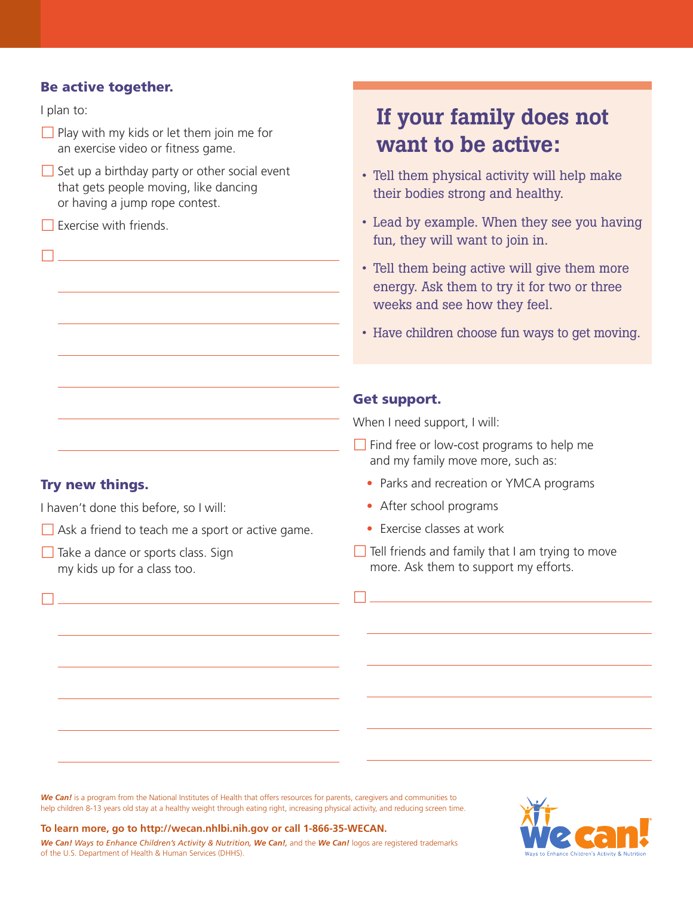## Be active together.

I plan to:

- ☐ Play with my kids or let them join me for an exercise video or fitness game.
- ☐ Set up a birthday party or other social event that gets people moving, like dancing or having a jump rope contest.
- ☐ Exercise with friends.
- ☐ ______________________________

## Try new things.

I haven't done this before, so I will:

- ☐ Ask a friend to teach me a sport or active game.
- ☐ Take a dance or sports class. Sign my kids up for a class too.
- ☐ ______________________________

## If your family does not want to be active:

- Tell them physical activity will help make their bodies strong and healthy.
- Lead by example. When they see you having fun, they will want to join in.
- Tell them being active will give them more energy. Ask them to try it for two or three weeks and see how they feel.
- Have children choose fun ways to get moving.

## Get support.

When I need support, I will:

- ☐ Find free or low-cost programs to help me and my family move more, such as:
  - Parks and recreation or YMCA programs
  - After school programs
  - Exercise classes at work
- ☐ Tell friends and family that I am trying to move more. Ask them to support my efforts.
- ☐ ______________________________

***We Can!*** is a program from the National Institutes of Health that offers resources for parents, caregivers and communities to help children 8-13 years old stay at a healthy weight through eating right, increasing physical activity, and reducing screen time.

**To learn more, go to http://wecan.nhlbi.nih.gov or call 1-866-35-WECAN.**

***We Can! Ways to Enhance Children's Activity & Nutrition, We Can!,*** and the ***We Can!*** logos are registered trademarks of the U.S. Department of Health & Human Services (DHHS).